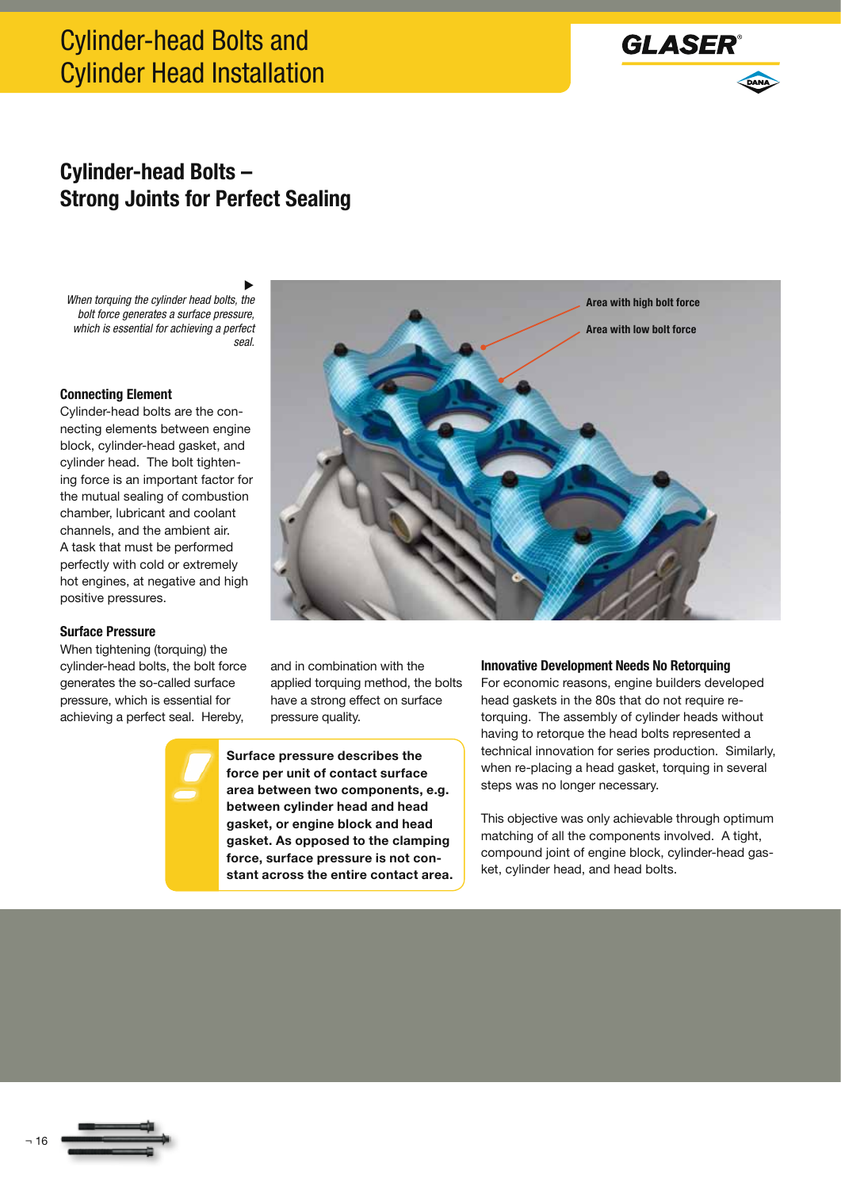# Cylinder-head Bolts and Cylinder Head Installation

## Cylinder-head Bolts – Strong Joints for Perfect Sealing

*When torquing the cylinder head bolts, the bolt force generates a surface pressure, which is essential for achieving a perfect seal.*

Area with high bolt force

Area with low bolt force

### Connecting Element

Cylinder-head bolts are the connecting elements between engine block, cylinder-head gasket, and cylinder head. The bolt tightening force is an important factor for the mutual sealing of combustion chamber, lubricant and coolant channels, and the ambient air. A task that must be performed perfectly with cold or extremely hot engines, at negative and high positive pressures.

### Surface Pressure

When tightening (torquing) the cylinder-head bolts, the bolt force generates the so-called surface pressure, which is essential for achieving a perfect seal. Hereby, and in combination with the applied torquing method, the bolts have a strong effect on surface pressure quality.

**Surface pressure describes the force per unit of contact surface area between two components, e.g. between cylinder head and head gasket, or engine block and head gasket. As opposed to the clamping force, surface pressure is not constant across the entire contact area.**

### Innovative Development Needs No Retorquing

For economic reasons, engine builders developed head gaskets in the 80s that do not require retorquing. The assembly of cylinder heads without having to retorque the head bolts represented a technical innovation for series production. Similarly, when re-placing a head gasket, torquing in several steps was no longer necessary.

This objective was only achievable through optimum matching of all the components involved. A tight, compound joint of engine block, cylinder-head gasket, cylinder head, and head bolts.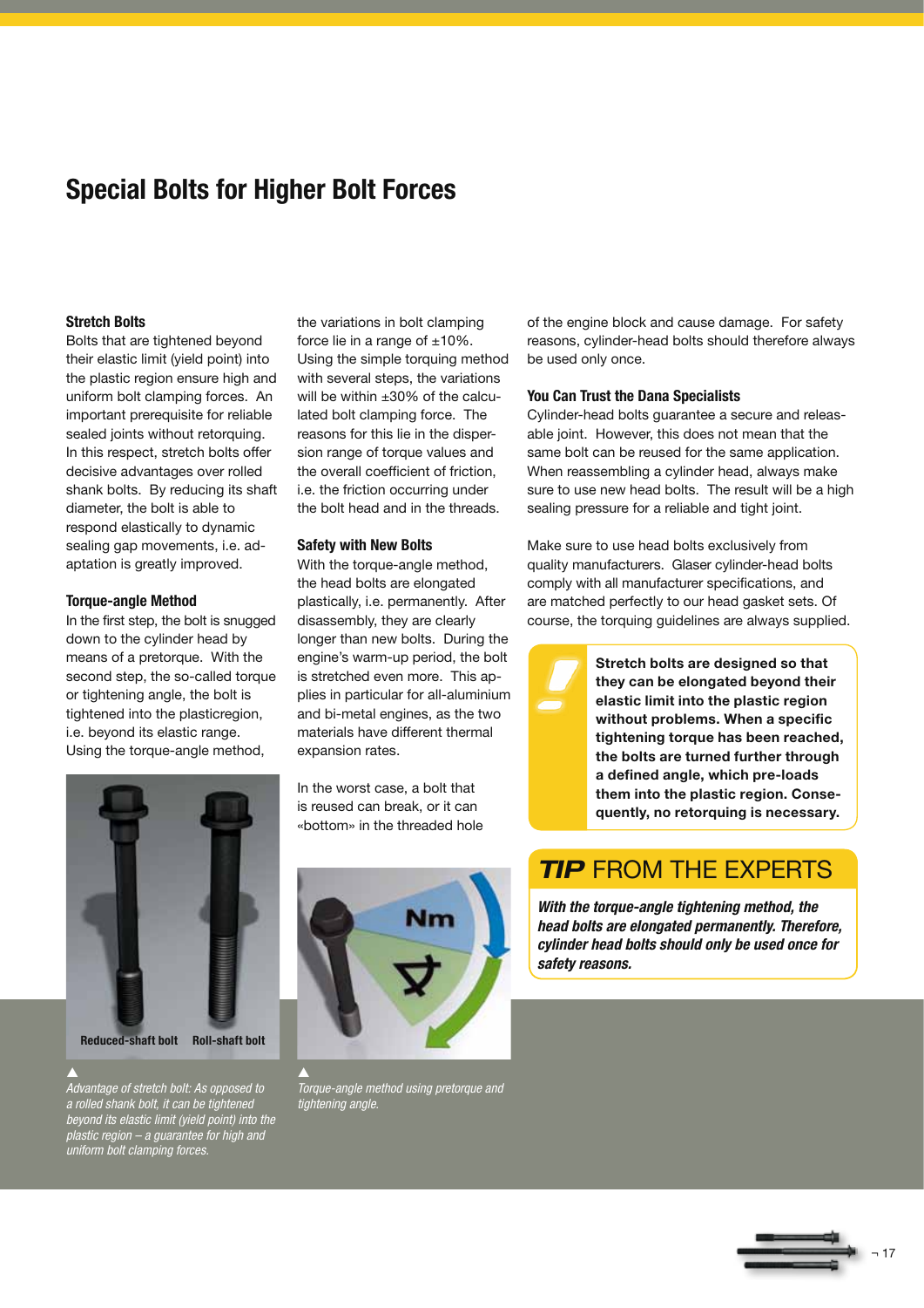# Special Bolts for Higher Bolt Forces

### Stretch Bolts

Bolts that are tightened beyond their elastic limit (yield point) into the plastic region ensure high and uniform bolt clamping forces. An important prerequisite for reliable sealed joints without retorquing. In this respect, stretch bolts offer decisive advantages over rolled shank bolts. By reducing its shaft diameter, the bolt is able to respond elastically to dynamic sealing gap movements, i.e. adaptation is greatly improved.

### Torque-angle Method

In the first step, the bolt is snugged down to the cylinder head by means of a pretorque. With the second step, the so-called torque or tightening angle, the bolt is tightened into the plasticregion, i.e. beyond its elastic range. Using the torque-angle method, the variations in bolt clamping force lie in a range of ±10%. Using the simple torquing method with several steps, the variations will be within ±30% of the calculated bolt clamping force. The reasons for this lie in the dispersion range of torque values and the overall coefficient of friction, i.e. the friction occurring under the bolt head and in the threads.

Reduced-shaft bolt    Roll-shaft bolt

▲ *Advantage of stretch bolt: As opposed to a rolled shank bolt, it can be tightened beyond its elastic limit (yield point) into the plastic region – a guarantee for high and uniform bolt clamping forces.*

### Safety with New Bolts

With the torque-angle method, the head bolts are elongated plastically, i.e. permanently. After disassembly, they are clearly longer than new bolts. During the engine's warm-up period, the bolt is stretched even more. This applies in particular for all-aluminium and bi-metal engines, as the two materials have different thermal expansion rates.

In the worst case, a bolt that is reused can break, or it can «bottom» in the threaded hole of the engine block and cause damage. For safety reasons, cylinder-head bolts should therefore always be used only once.

▲ *Torque-angle method using pretorque and tightening angle.*

### You Can Trust the Dana Specialists

Cylinder-head bolts guarantee a secure and releasable joint. However, this does not mean that the same bolt can be reused for the same application. When reassembling a cylinder head, always make sure to use new head bolts. The result will be a high sealing pressure for a reliable and tight joint.

Make sure to use head bolts exclusively from quality manufacturers. Glaser cylinder-head bolts comply with all manufacturer specifications, and are matched perfectly to our head gasket sets. Of course, the torquing guidelines are always supplied.

**Stretch bolts are designed so that they can be elongated beyond their elastic limit into the plastic region without problems. When a specific tightening torque has been reached, the bolts are turned further through a defined angle, which pre-loads them into the plastic region. Consequently, no retorquing is necessary.**

## *TIP* FROM THE EXPERTS

***With the torque-angle tightening method, the head bolts are elongated permanently. Therefore, cylinder head bolts should only be used once for safety reasons.***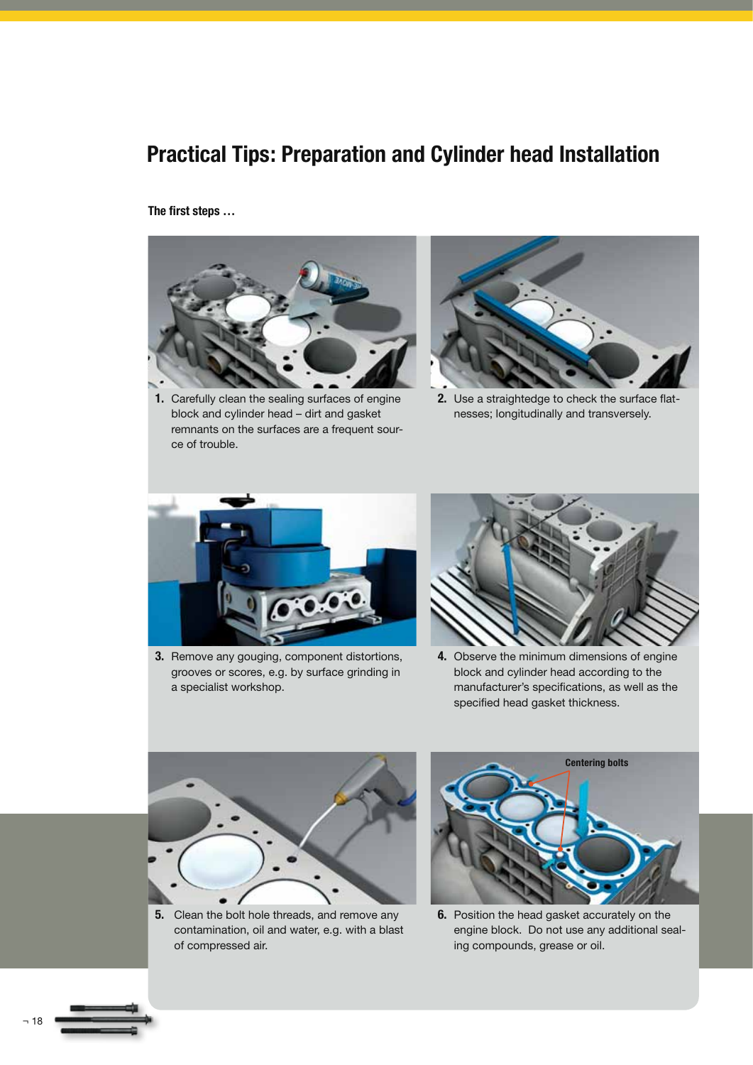# Practical Tips: Preparation and Cylinder head Installation

**The first steps …**

1. Carefully clean the sealing surfaces of engine block and cylinder head – dirt and gasket remnants on the surfaces are a frequent source of trouble.

2. Use a straightedge to check the surface flatnesses; longitudinally and transversely.

3. Remove any gouging, component distortions, grooves or scores, e.g. by surface grinding in a specialist workshop.

4. Observe the minimum dimensions of engine block and cylinder head according to the manufacturer's specifications, as well as the specified head gasket thickness.

5. Clean the bolt hole threads, and remove any contamination, oil and water, e.g. with a blast of compressed air.

Centering bolts

6. Position the head gasket accurately on the engine block. Do not use any additional sealing compounds, grease or oil.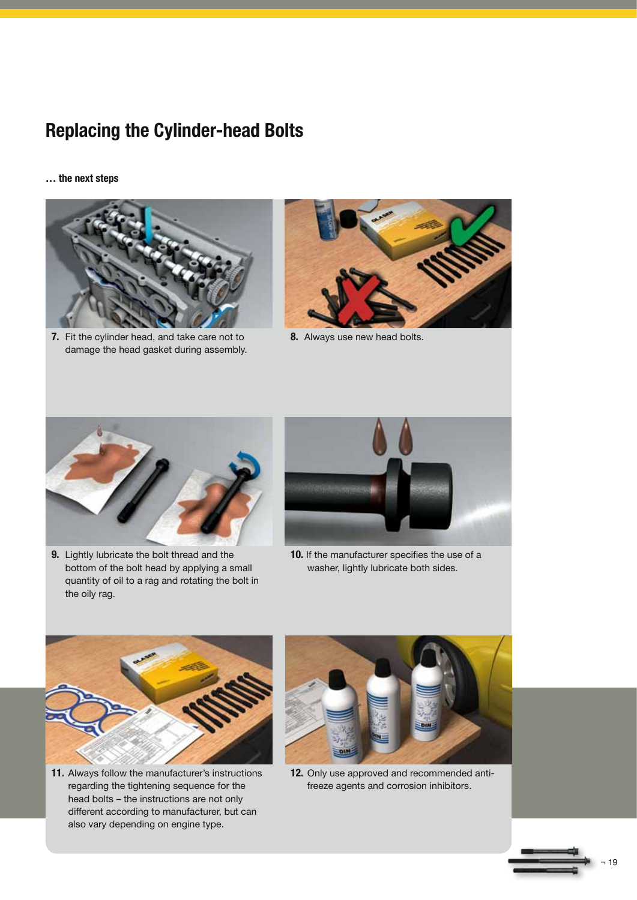# Replacing the Cylinder-head Bolts

**… the next steps**

**7.** Fit the cylinder head, and take care not to damage the head gasket during assembly.

**8.** Always use new head bolts.

**9.** Lightly lubricate the bolt thread and the bottom of the bolt head by applying a small quantity of oil to a rag and rotating the bolt in the oily rag.

**10.** If the manufacturer specifies the use of a washer, lightly lubricate both sides.

**11.** Always follow the manufacturer's instructions regarding the tightening sequence for the head bolts – the instructions are not only different according to manufacturer, but can also vary depending on engine type.

**12.** Only use approved and recommended anti-freeze agents and corrosion inhibitors.